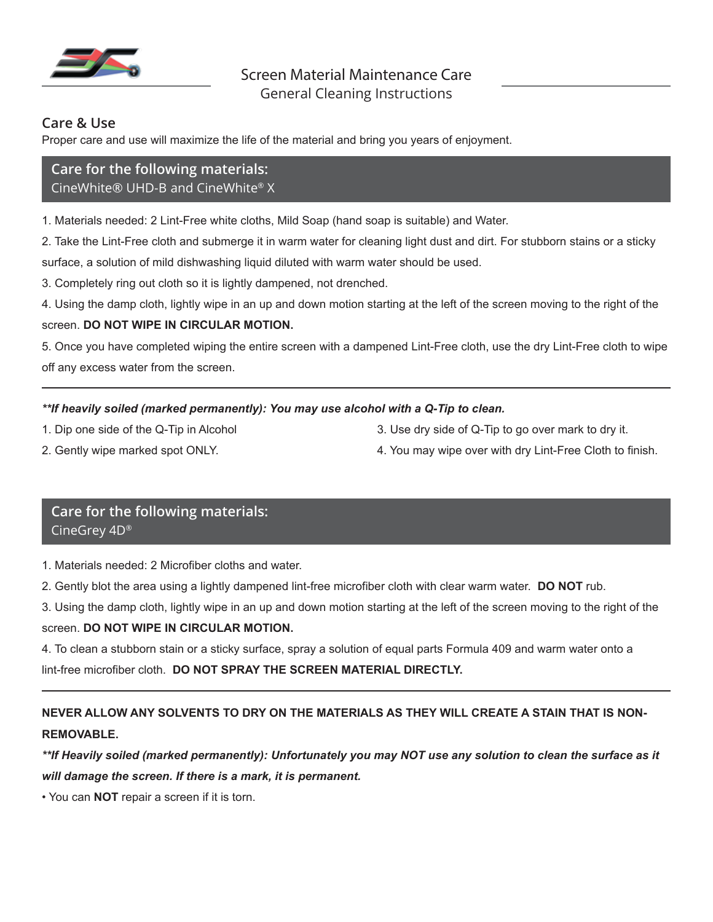# Screen Material Maintenance Care

## General Cleaning Instructions

### Care & Use

Proper care and use will maximize the life of the material and bring you years of enjoyment.

### Care for the following materials:
CineWhite® UHD-B and CineWhite® X

1. Materials needed: 2 Lint-Free white cloths, Mild Soap (hand soap is suitable) and Water.
2. Take the Lint-Free cloth and submerge it in warm water for cleaning light dust and dirt. For stubborn stains or a sticky surface, a solution of mild dishwashing liquid diluted with warm water should be used.
3. Completely ring out cloth so it is lightly dampened, not drenched.
4. Using the damp cloth, lightly wipe in an up and down motion starting at the left of the screen moving to the right of the screen. **DO NOT WIPE IN CIRCULAR MOTION.**
5. Once you have completed wiping the entire screen with a dampened Lint-Free cloth, use the dry Lint-Free cloth to wipe off any excess water from the screen.

---

***\*\*If heavily soiled (marked permanently): You may use alcohol with a Q-Tip to clean.***

1. Dip one side of the Q-Tip in Alcohol
2. Gently wipe marked spot ONLY.
3. Use dry side of Q-Tip to go over mark to dry it.
4. You may wipe over with dry Lint-Free Cloth to finish.

### Care for the following materials:
CineGrey 4D®

1. Materials needed: 2 Microfiber cloths and water.
2. Gently blot the area using a lightly dampened lint-free microfiber cloth with clear warm water. **DO NOT** rub.
3. Using the damp cloth, lightly wipe in an up and down motion starting at the left of the screen moving to the right of the screen. **DO NOT WIPE IN CIRCULAR MOTION.**
4. To clean a stubborn stain or a sticky surface, spray a solution of equal parts Formula 409 and warm water onto a lint-free microfiber cloth. **DO NOT SPRAY THE SCREEN MATERIAL DIRECTLY.**

---

**NEVER ALLOW ANY SOLVENTS TO DRY ON THE MATERIALS AS THEY WILL CREATE A STAIN THAT IS NON-REMOVABLE.**

***\*\*If Heavily soiled (marked permanently): Unfortunately you may NOT use any solution to clean the surface as it will damage the screen. If there is a mark, it is permanent.***

- You can **NOT** repair a screen if it is torn.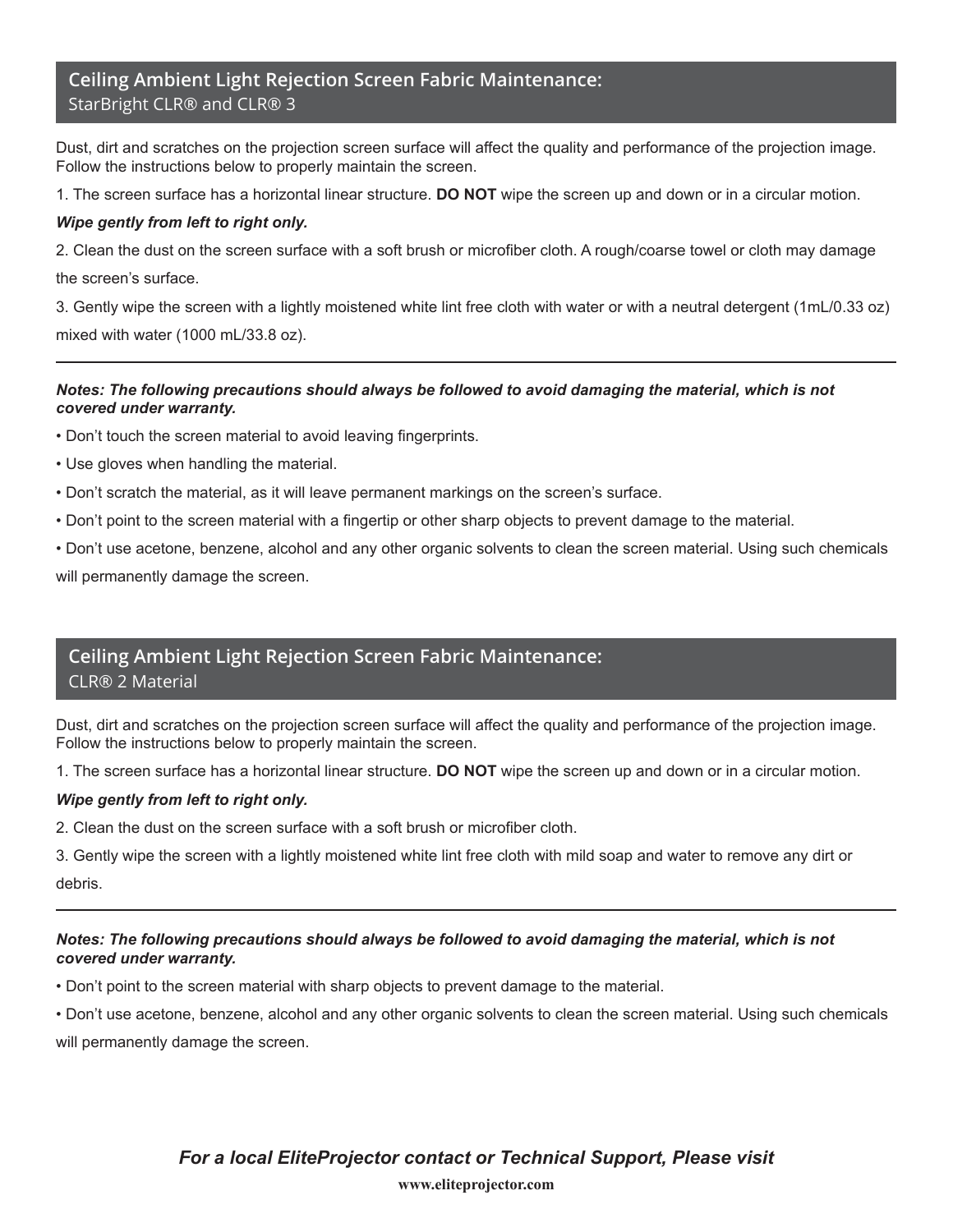## Ceiling Ambient Light Rejection Screen Fabric Maintenance:
StarBright CLR® and CLR® 3

Dust, dirt and scratches on the projection screen surface will affect the quality and performance of the projection image. Follow the instructions below to properly maintain the screen.

1. The screen surface has a horizontal linear structure. **DO NOT** wipe the screen up and down or in a circular motion.

***Wipe gently from left to right only.***

2. Clean the dust on the screen surface with a soft brush or microfiber cloth. A rough/coarse towel or cloth may damage the screen's surface.

3. Gently wipe the screen with a lightly moistened white lint free cloth with water or with a neutral detergent (1mL/0.33 oz) mixed with water (1000 mL/33.8 oz).

---

***Notes: The following precautions should always be followed to avoid damaging the material, which is not covered under warranty.***

- Don't touch the screen material to avoid leaving fingerprints.
- Use gloves when handling the material.
- Don't scratch the material, as it will leave permanent markings on the screen's surface.
- Don't point to the screen material with a fingertip or other sharp objects to prevent damage to the material.
- Don't use acetone, benzene, alcohol and any other organic solvents to clean the screen material. Using such chemicals will permanently damage the screen.

## Ceiling Ambient Light Rejection Screen Fabric Maintenance:
CLR® 2 Material

Dust, dirt and scratches on the projection screen surface will affect the quality and performance of the projection image. Follow the instructions below to properly maintain the screen.

1. The screen surface has a horizontal linear structure. **DO NOT** wipe the screen up and down or in a circular motion.

***Wipe gently from left to right only.***

2. Clean the dust on the screen surface with a soft brush or microfiber cloth.

3. Gently wipe the screen with a lightly moistened white lint free cloth with mild soap and water to remove any dirt or debris.

---

***Notes: The following precautions should always be followed to avoid damaging the material, which is not covered under warranty.***

- Don't point to the screen material with sharp objects to prevent damage to the material.
- Don't use acetone, benzene, alcohol and any other organic solvents to clean the screen material. Using such chemicals will permanently damage the screen.

***For a local EliteProjector contact or Technical Support, Please visit***

**www.eliteprojector.com**